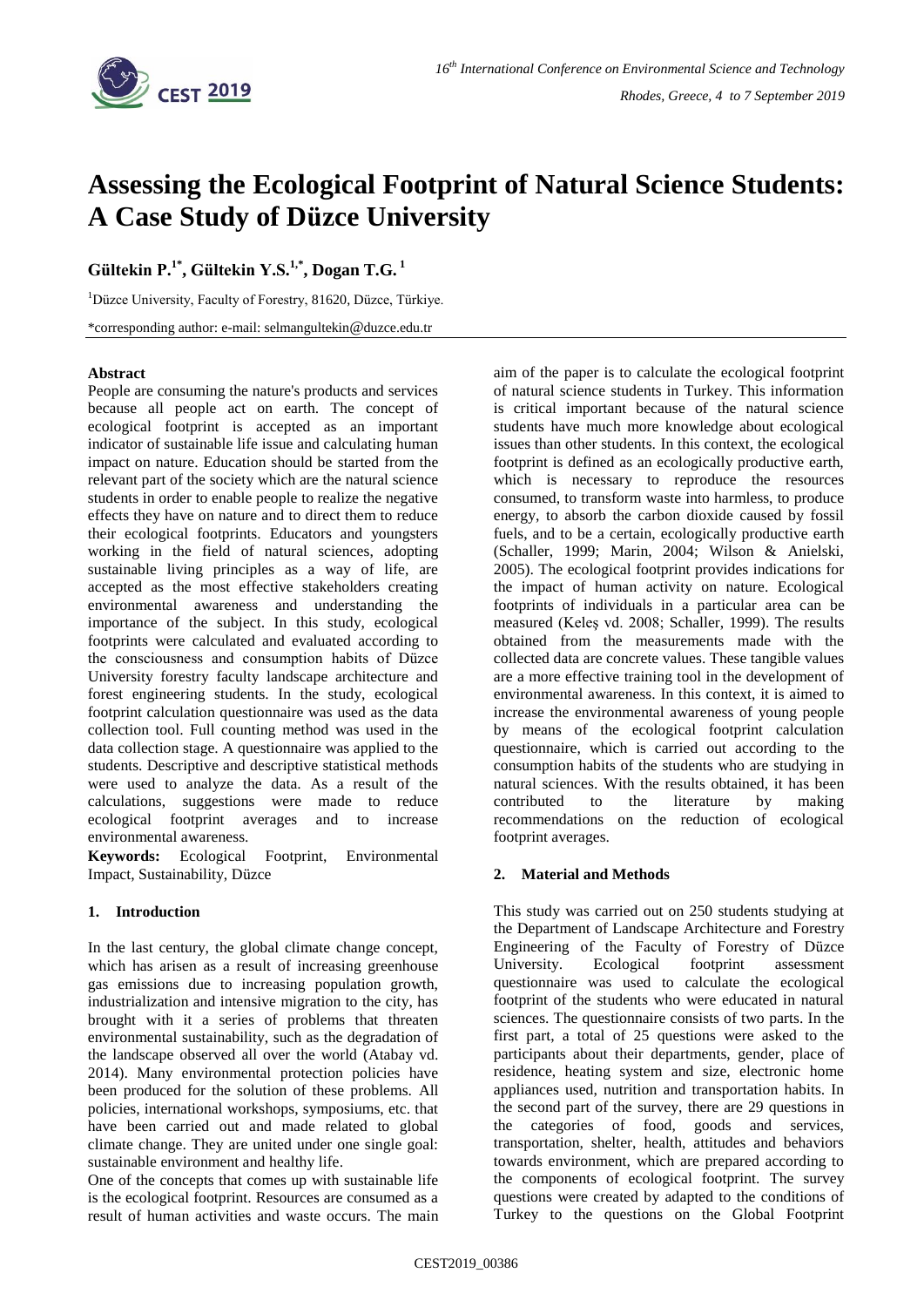# Assessing the Ecological Footprint of Natural Science Students: A Case Study of Düzce University

**Gültekin P.[1*], Gültekin Y.S.[1,*], Dogan T.G.[1]**

[1]Düzce University, Faculty of Forestry, 81620, Düzce, Türkiye.

*corresponding author: e-mail: selmangultekin@duzce.edu.tr

## Abstract

People are consuming the nature's products and services because all people act on earth. The concept of ecological footprint is accepted as an important indicator of sustainable life issue and calculating human impact on nature. Education should be started from the relevant part of the society which are the natural science students in order to enable people to realize the negative effects they have on nature and to direct them to reduce their ecological footprints. Educators and youngsters working in the field of natural sciences, adopting sustainable living principles as a way of life, are accepted as the most effective stakeholders creating environmental awareness and understanding the importance of the subject. In this study, ecological footprints were calculated and evaluated according to the consciousness and consumption habits of Düzce University forestry faculty landscape architecture and forest engineering students. In the study, ecological footprint calculation questionnaire was used as the data collection tool. Full counting method was used in the data collection stage. A questionnaire was applied to the students. Descriptive and descriptive statistical methods were used to analyze the data. As a result of the calculations, suggestions were made to reduce ecological footprint averages and to increase environmental awareness.

**Keywords:** Ecological Footprint, Environmental Impact, Sustainability, Düzce

## 1. Introduction

In the last century, the global climate change concept, which has arisen as a result of increasing greenhouse gas emissions due to increasing population growth, industrialization and intensive migration to the city, has brought with it a series of problems that threaten environmental sustainability, such as the degradation of the landscape observed all over the world (Atabay vd. 2014). Many environmental protection policies have been produced for the solution of these problems. All policies, international workshops, symposiums, etc. that have been carried out and made related to global climate change. They are united under one single goal: sustainable environment and healthy life.

One of the concepts that comes up with sustainable life is the ecological footprint. Resources are consumed as a result of human activities and waste occurs. The main aim of the paper is to calculate the ecological footprint of natural science students in Turkey. This information is critical important because of the natural science students have much more knowledge about ecological issues than other students. In this context, the ecological footprint is defined as an ecologically productive earth, which is necessary to reproduce the resources consumed, to transform waste into harmless, to produce energy, to absorb the carbon dioxide caused by fossil fuels, and to be a certain, ecologically productive earth (Schaller, 1999; Marin, 2004; Wilson & Anielski, 2005). The ecological footprint provides indications for the impact of human activity on nature. Ecological footprints of individuals in a particular area can be measured (Keleş vd. 2008; Schaller, 1999). The results obtained from the measurements made with the collected data are concrete values. These tangible values are a more effective training tool in the development of environmental awareness. In this context, it is aimed to increase the environmental awareness of young people by means of the ecological footprint calculation questionnaire, which is carried out according to the consumption habits of the students who are studying in natural sciences. With the results obtained, it has been contributed to the literature by making recommendations on the reduction of ecological footprint averages.

## 2. Material and Methods

This study was carried out on 250 students studying at the Department of Landscape Architecture and Forestry Engineering of the Faculty of Forestry of Düzce University. Ecological footprint assessment questionnaire was used to calculate the ecological footprint of the students who were educated in natural sciences. The questionnaire consists of two parts. In the first part, a total of 25 questions were asked to the participants about their departments, gender, place of residence, heating system and size, electronic home appliances used, nutrition and transportation habits. In the second part of the survey, there are 29 questions in the categories of food, goods and services, transportation, shelter, health, attitudes and behaviors towards environment, which are prepared according to the components of ecological footprint. The survey questions were created by adapted to the conditions of Turkey to the questions on the Global Footprint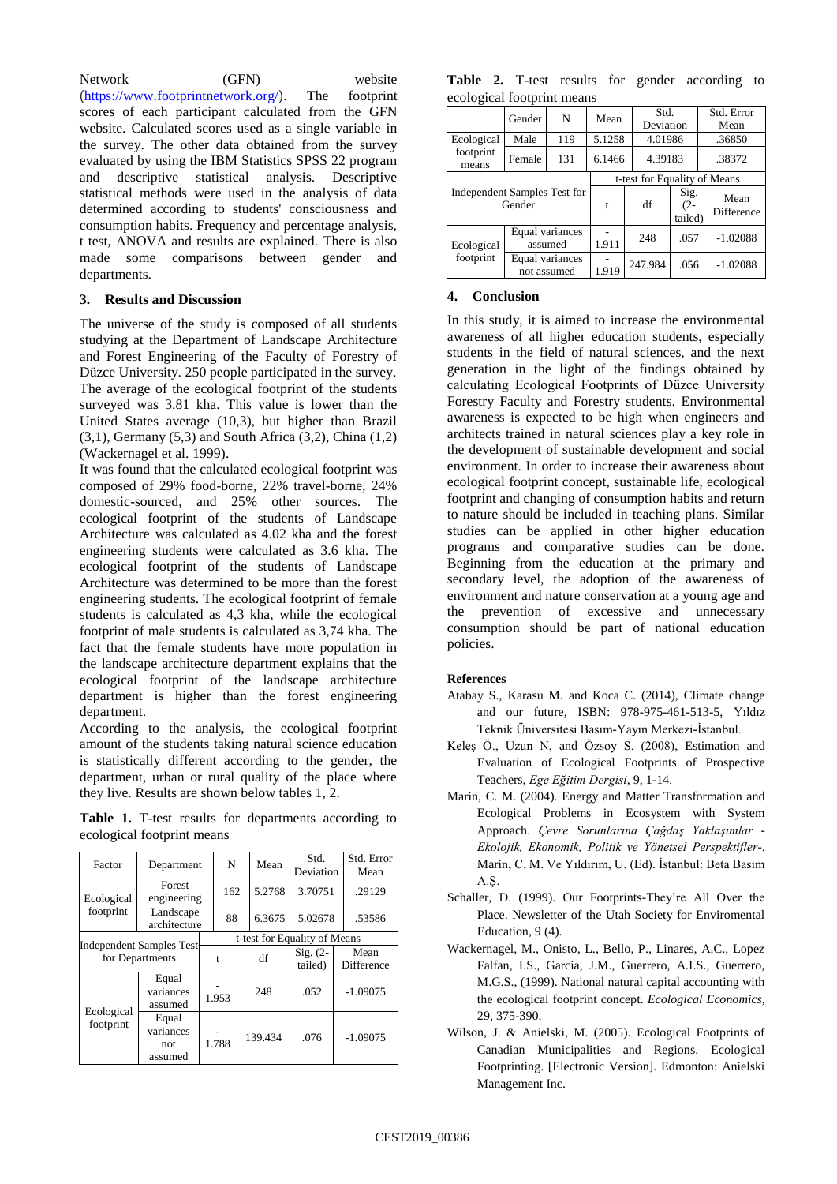Network (GFN) website (https://www.footprintnetwork.org/). The footprint scores of each participant calculated from the GFN website. Calculated scores used as a single variable in the survey. The other data obtained from the survey evaluated by using the IBM Statistics SPSS 22 program and descriptive statistical analysis. Descriptive statistical methods were used in the analysis of data determined according to students' consciousness and consumption habits. Frequency and percentage analysis, t test, ANOVA and results are explained. There is also made some comparisons between gender and departments.

## 3. Results and Discussion

The universe of the study is composed of all students studying at the Department of Landscape Architecture and Forest Engineering of the Faculty of Forestry of Düzce University. 250 people participated in the survey. The average of the ecological footprint of the students surveyed was 3.81 kha. This value is lower than the United States average (10,3), but higher than Brazil (3,1), Germany (5,3) and South Africa (3,2), China (1,2) (Wackernagel et al. 1999).

It was found that the calculated ecological footprint was composed of 29% food-borne, 22% travel-borne, 24% domestic-sourced, and 25% other sources. The ecological footprint of the students of Landscape Architecture was calculated as 4.02 kha and the forest engineering students were calculated as 3.6 kha. The ecological footprint of the students of Landscape Architecture was determined to be more than the forest engineering students. The ecological footprint of female students is calculated as 4,3 kha, while the ecological footprint of male students is calculated as 3,74 kha. The fact that the female students have more population in the landscape architecture department explains that the ecological footprint of the landscape architecture department is higher than the forest engineering department.

According to the analysis, the ecological footprint amount of the students taking natural science education is statistically different according to the gender, the department, urban or rural quality of the place where they live. Results are shown below tables 1, 2.

**Table 1.** T-test results for departments according to ecological footprint means

| Factor | Department | N | Mean | Std. Deviation | Std. Error Mean |
|---|---|---|---|---|---|
| Ecological footprint | Forest engineering | 162 | 5.2768 | 3.70751 | .29129 |
| | Landscape architecture | 88 | 6.3675 | 5.02678 | .53586 |
| Independent Samples Test for Departments | | t-test for Equality of Means | | | |
| | | t | df | Sig. (2-tailed) | Mean Difference |
| Ecological footprint | Equal variances assumed | -1.953 | 248 | .052 | -1.09075 |
| | Equal variances not assumed | -1.788 | 139.434 | .076 | -1.09075 |

**Table 2.** T-test results for gender according to ecological footprint means

| | Gender | N | Mean | Std. Deviation | Std. Error Mean |
|---|---|---|---|---|---|
| Ecological footprint means | Male | 119 | 5.1258 | 4.01986 | .36850 |
| | Female | 131 | 6.1466 | 4.39183 | .38372 |
| Independent Samples Test for Gender | | t-test for Equality of Means | | | |
| | | t | df | Sig. (2-tailed) | Mean Difference |
| Ecological footprint | Equal variances assumed | -1.911 | 248 | .057 | -1.02088 |
| | Equal variances not assumed | -1.919 | 247.984 | .056 | -1.02088 |

## 4. Conclusion

In this study, it is aimed to increase the environmental awareness of all higher education students, especially students in the field of natural sciences, and the next generation in the light of the findings obtained by calculating Ecological Footprints of Düzce University Forestry Faculty and Forestry students. Environmental awareness is expected to be high when engineers and architects trained in natural sciences play a key role in the development of sustainable development and social environment. In order to increase their awareness about ecological footprint concept, sustainable life, ecological footprint and changing of consumption habits and return to nature should be included in teaching plans. Similar studies can be applied in other higher education programs and comparative studies can be done. Beginning from the education at the primary and secondary level, the adoption of the awareness of environment and nature conservation at a young age and the prevention of excessive and unnecessary consumption should be part of national education policies.

### References

Atabay S., Karasu M. and Koca C. (2014), Climate change and our future, ISBN: 978-975-461-513-5, Yıldız Teknik Üniversitesi Basım-Yayın Merkezi-İstanbul.

Keleş Ö., Uzun N, and Özsoy S. (2008), Estimation and Evaluation of Ecological Footprints of Prospective Teachers, *Ege Eğitim Dergisi*, 9, 1-14.

Marin, C. M. (2004). Energy and Matter Transformation and Ecological Problems in Ecosystem with System Approach. *Çevre Sorunlarına Çağdaş Yaklaşımlar - Ekolojik, Ekonomik, Politik ve Yönetsel Perspektifler-*. Marin, C. M. Ve Yıldırım, U. (Ed). İstanbul: Beta Basım A.Ş.

Schaller, D. (1999). Our Footprints-They're All Over the Place. Newsletter of the Utah Society for Enviromental Education, 9 (4).

Wackernagel, M., Onisto, L., Bello, P., Linares, A.C., Lopez Falfan, I.S., Garcia, J.M., Guerrero, A.I.S., Guerrero, M.G.S., (1999). National natural capital accounting with the ecological footprint concept. *Ecological Economics*, 29, 375-390.

Wilson, J. & Anielski, M. (2005). Ecological Footprints of Canadian Municipalities and Regions. Ecological Footprinting. [Electronic Version]. Edmonton: Anielski Management Inc.